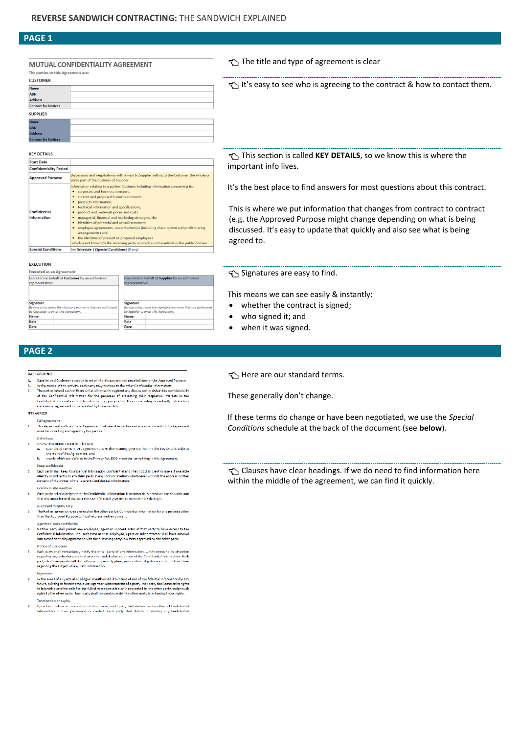## REVERSE SANDWICH CONTRACTING: THE SANDWICH EXPLAINED

## PAGE 1

### MUTUAL CONFIDENTIALITY AGREEMENT

The parties to this Agreement are:

**CUSTOMER**

| | |
|---|---|
| Name | |
| ABN | |
| Address | |
| Contact for Notices | |

**SUPPLIER**

| | |
|---|---|
| Name | |
| ABN | |
| Address | |
| Contact for Notices | |

**KEY DETAILS**

| | |
|---|---|
| Start Date | |
| Confidentiality Period | |
| Approved Purpose | Discussions and negotiations with a view to Supplier selling to the Customer the whole or some part of the business of Supplier. |
| Confidential Information | Information relating to a parties' business including information concerning its: • corporate and business structure, • current and proposed business contracts • products information, • technical information and specifications, • product and materials prices and costs • managerial, financial and marketing strategies, the • identities of potential and actual customers • employee agreements, reward schemes (including share option and profit sharing arrangements) and • the identities of present or proposed employees which is not known to the receiving party or which is not available in the public domain |
| Special Conditions | See Schedule 1 (Special Conditions) (if any) |

**EXECUTION**

Executed as an Agreement

| Executed on behalf of **Customer** by an authorised representative: | | Executed on behalf of **Supplier** by an authorised representative: | |
|---|---|---|---|
| | | | |
| Signature *By executing above the signatory warrants they are authorised by Customer to enter this Agreement.* | | Signature *By executing above the signatory warrants they are authorised by Supplier to enter this Agreement.* | |
| Name | | Name | |
| Role | | Role | |
| Date | | Date | |

The title and type of agreement is clear

It's easy to see who is agreeing to the contract & how to contact them.

This section is called **KEY DETAILS**, so we know this is where the important info lives.

It's the best place to find answers for most questions about this contract.

This is where we put information that changes from contract to contract (e.g. the Approved Purpose might change depending on what is being discussed. It's easy to update that quickly and also see what is being agreed to.

Signatures are easy to find.

This means we can see easily & instantly:

- whether the contract is signed;
- who signed it; and
- when it was signed.

## PAGE 2

**BACKGROUND**

A. Supplier and Customer propose to enter into discussions and negotiations for the Approved Purpose.

B. In the course of this activity, each party may disclose to the other Confidential Information.

C. The parties intend each of them will at all times throughout any discussions maintain the confidentiality of the Confidential Information for the purposes of protecting their respective interests in the Confidential Information and to advance the prospect of them concluding a mutually satisfactory commercial agreement contemplated by these recitals.

**IT IS AGREED**

Full agreement

1. This Agreement outlines the full agreement between the parties and any amendment of this Agreement must be in writing and signed by the parties.

Definitions

2. Unless the context requires otherwise:
   a. capitalised terms in this Agreement have the meaning given to them in the Key Details table at the front of this Agreement; and
   b. words which are defined in the Privacy Act 1988 mean the same thing in this Agreement.

Keep confidential

3. Each party shall keep Confidential Information confidential and shall not disclose it or make it available directly or indirectly to any third party in any form or medium whatsoever without the express written consent of the owner of the relevant Confidential Information.

Commercially sensitive

4. Each party acknowledges that the Confidential Information is commercially sensitive and valuable and that any unauthorised disclosure or use of it could give rise to considerable damage.

Approved Purpose only

5. The Parties agree not to use or exploit the other party's Confidential Information for any purpose other than the Approved Purpose without express written consent.

Agents to keep confidential

6. Neither party shall permit any employee, agent or subcontractor of that party to have access to the Confidential Information until such time as that employee, agent or subcontractor shall have entered into a confidentiality agreement with the disclosing party in a form approved by the other party.

Notice of disclosure

7. Each party shall immediately notify the other party of any information, which comes to its attention regarding any actual or potential unauthorised disclosure or use of the Confidential Information. Each party shall co-operate with the other in any investigation, prosecution, litigation or other action taken regarding the subject of any such information.

Injunction

8. In the event of any actual or alleged unauthorised disclosure of use of Confidential Information by any future, existing or former employee, agent or subcontractor of a party, that party shall enforce its rights to injunctive or other relief to the fullest extent possible or, if requested by the other party, assign such rights to the other party. Each party shall reasonably assist the other party in enforcing those rights.

Termination or expiry

9. Upon termination or completion of discussions, each party shall deliver to the other all Confidential Information in their possession or control. Each party shall delete or destroy any Confidential

Here are our standard terms.

These generally don't change.

If these terms do change or have been negotiated, we use the *Special Conditions* schedule at the back of the document (see **below**).

Clauses have clear headings. If we do need to find information here within the middle of the agreement, we can find it quickly.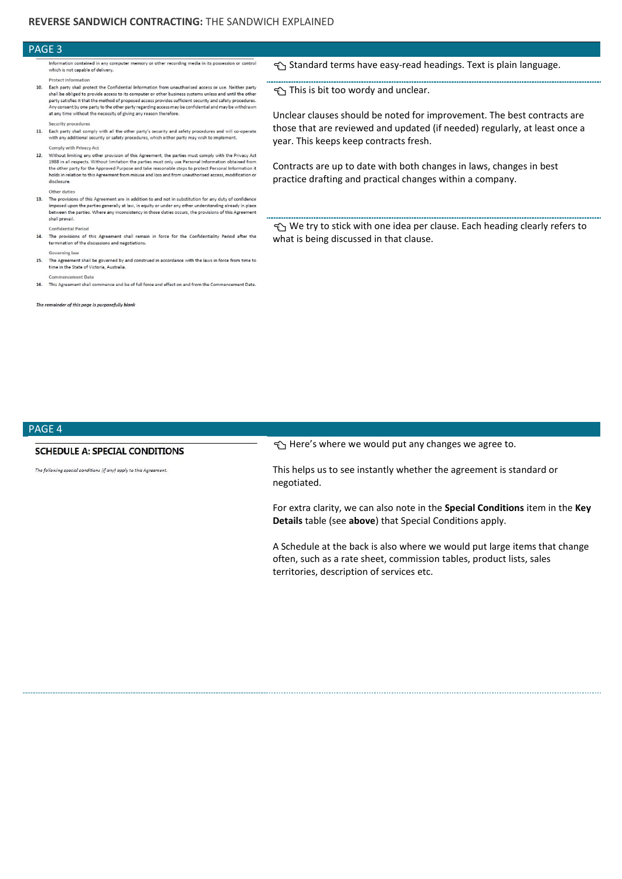## PAGE 3

Information contained in any computer memory or other recording media in its possession or control which is not capable of delivery.

Protect information

10. Each party shall protect the Confidential Information from unauthorised access or use. Neither party shall be obliged to provide access to its computer or other business systems unless and until the other party satisfies it that the method of proposed access provides sufficient security and safety procedures. Any consent by one party to the other party regarding access may be confidential and may be withdrawn at any time without the necessity of giving any reason therefore.

Security procedures

11. Each party shall comply with all the other party's security and safety procedures and will co-operate with any additional security or safety procedures, which either party may wish to implement.

Comply with Privacy Act

12. Without limiting any other provision of this Agreement, the parties must comply with the Privacy Act 1988 in all respects. Without limitation the parties must only use Personal Information obtained from the other party for the Approved Purpose and take reasonable steps to protect Personal Information it holds in relation to this Agreement from misuse and loss and from unauthorised access, modification or disclosure.

Other duties

13. The provisions of this Agreement are in addition to and not in substitution for any duty of confidence imposed upon the parties generally at law, in equity or under any other understanding already in place between the parties. Where any inconsistency in those duties occurs, the provisions of this Agreement shall prevail.

Confidential Period

14. The provisions of this Agreement shall remain in force for the Confidentiality Period after the termination of the discussions and negotiations.

Governing law

15. The Agreement shall be governed by and construed in accordance with the laws in force from time to time in the State of Victoria, Australia.

Commencement Date

16. This Agreement shall commence and be of full force and effect on and from the Commencement Date.

*The remainder of this page is purposefully blank*

👈 Standard terms have easy-read headings. Text is plain language.

👈 This is bit too wordy and unclear.

Unclear clauses should be noted for improvement. The best contracts are those that are reviewed and updated (if needed) regularly, at least once a year. This keeps keep contracts fresh.

Contracts are up to date with both changes in laws, changes in best practice drafting and practical changes within a company.

👈 We try to stick with one idea per clause. Each heading clearly refers to what is being discussed in that clause.

## PAGE 4

### SCHEDULE A: SPECIAL CONDITIONS

*The following special conditions (if any) apply to this Agreement.*

👈 Here's where we would put any changes we agree to.

This helps us to see instantly whether the agreement is standard or negotiated.

For extra clarity, we can also note in the **Special Conditions** item in the **Key Details** table (see **above**) that Special Conditions apply.

A Schedule at the back is also where we would put large items that change often, such as a rate sheet, commission tables, product lists, sales territories, description of services etc.